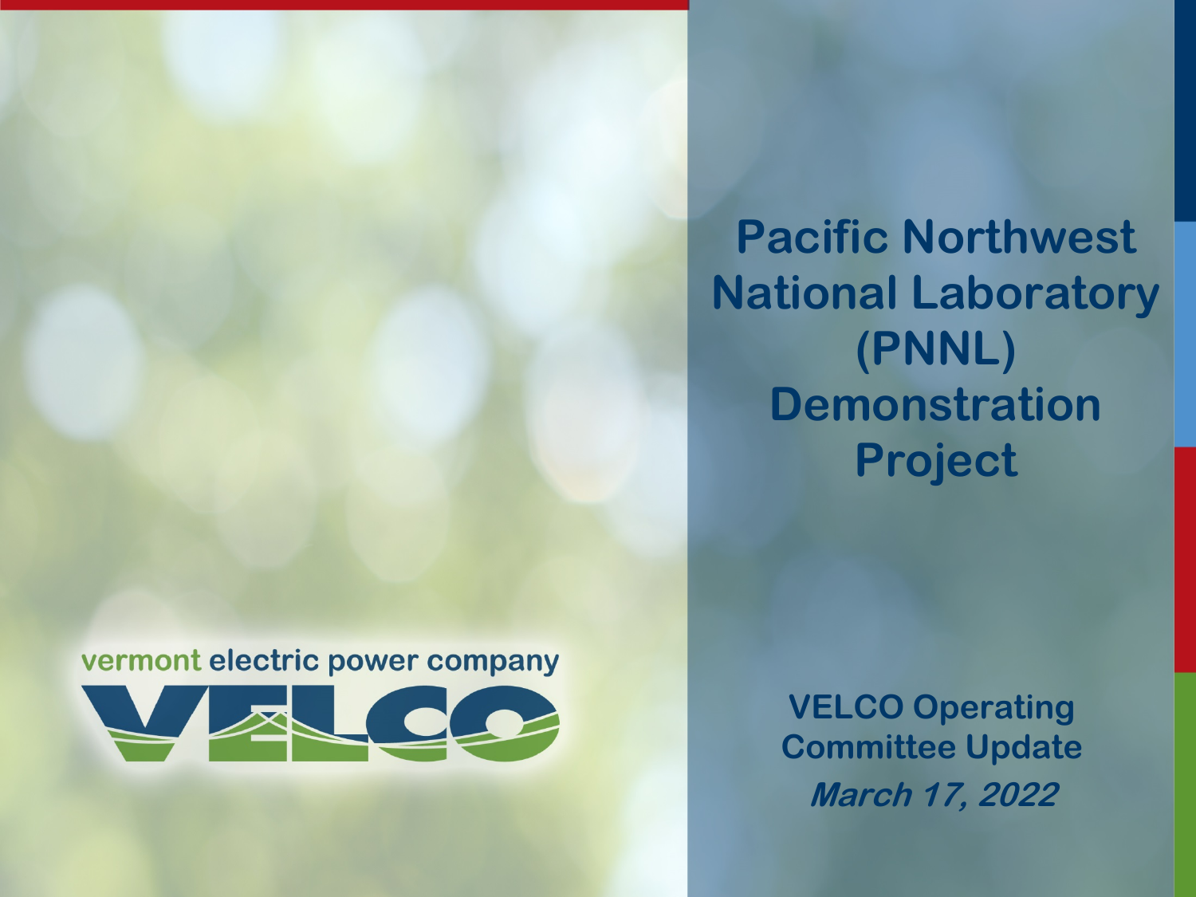vermont electric power company

VELCO

# Pacific Northwest National Laboratory (PNNL) Demonstration Project

**VELCO Operating Committee Update**

***March 17, 2022***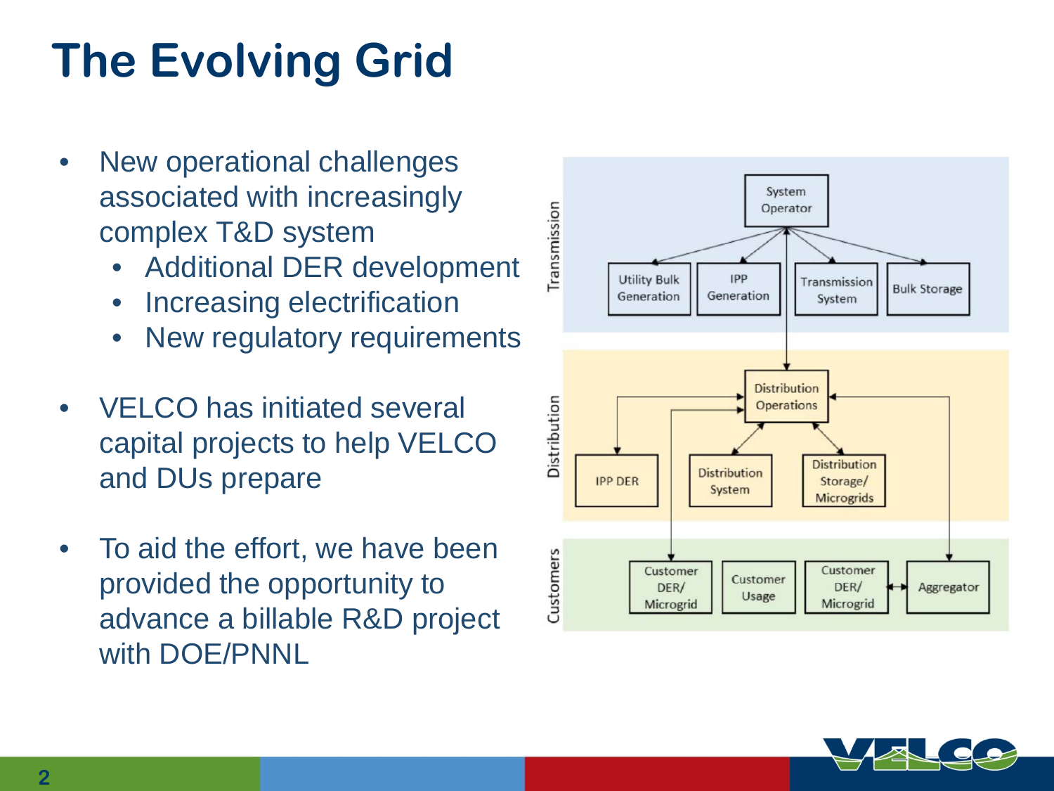# The Evolving Grid

- New operational challenges associated with increasingly complex T&D system
  - Additional DER development
  - Increasing electrification
  - New regulatory requirements
- VELCO has initiated several capital projects to help VELCO and DUs prepare
- To aid the effort, we have been provided the opportunity to advance a billable R&D project with DOE/PNNL

Transmission

System Operator

Utility Bulk Generation

IPP Generation

Transmission System

Bulk Storage

Distribution

Distribution Operations

IPP DER

Distribution System

Distribution Storage/ Microgrids

Customers

Customer DER/ Microgrid

Customer Usage

Customer DER/ Microgrid

Aggregator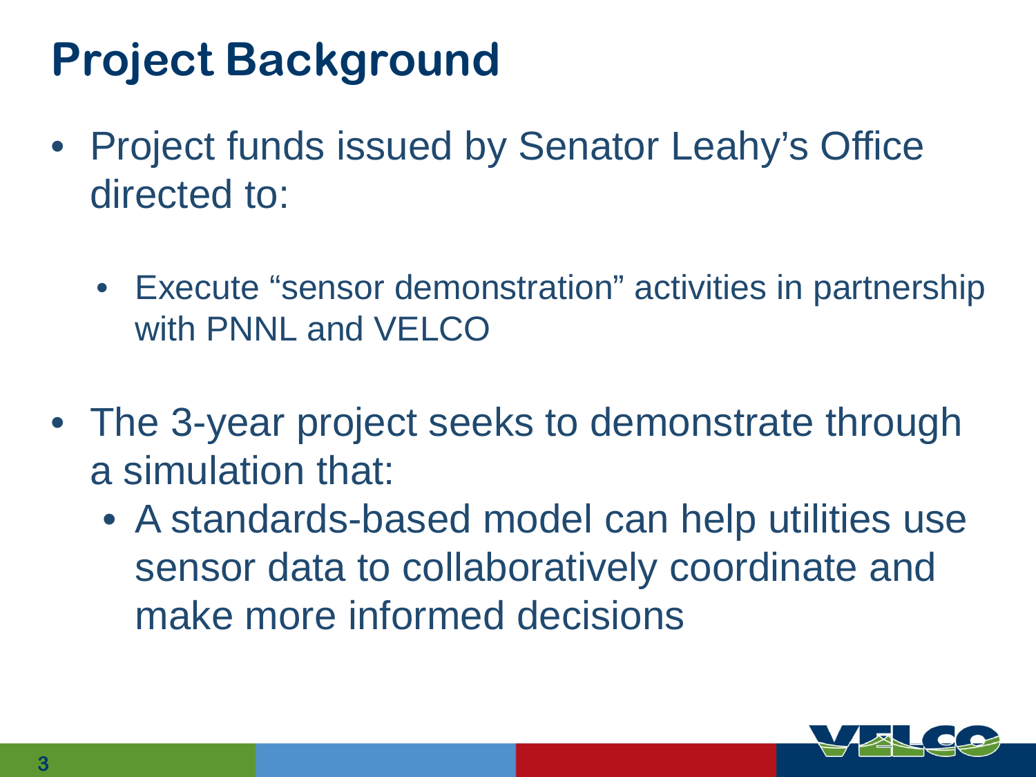# Project Background

- Project funds issued by Senator Leahy’s Office directed to:
  - Execute “sensor demonstration” activities in partnership with PNNL and VELCO
- The 3-year project seeks to demonstrate through a simulation that:
  - A standards-based model can help utilities use sensor data to collaboratively coordinate and make more informed decisions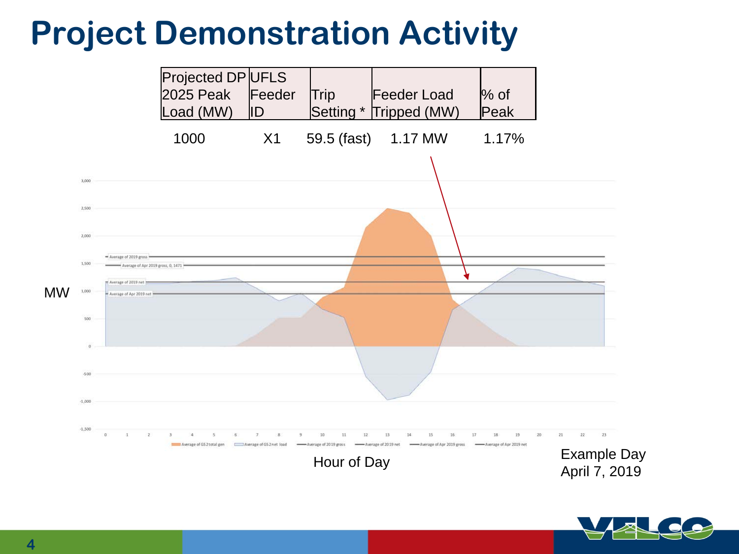# Project Demonstration Activity

| Projected DP 2025 Peak Load (MW) | UFLS Feeder ID | Trip Setting * | Feeder Load Tripped (MW) | % of Peak |
|---|---|---|---|---|
| 1000 | X1 | 59.5 (fast) | 1.17 MW | 1.17% |

MW

3,000
2,500
2,000
1,500
1,000
500
0
-500
-1,000
-1,500

Average of 2019 gross
Average of Apr 2019 gross, 0, 1471
Average of 2019 net
Average of Apr 2019 net

0 1 2 3 4 5 6 7 8 9 10 11 12 13 14 15 16 17 18 19 20 21 22 23

Average of GS 2 total gen
Average of GS 2 net load
Average of 2019 gross
Average of 2019 net
Average of Apr 2019 gross
Average of Apr 2019 net

Hour of Day

Example Day
April 7, 2019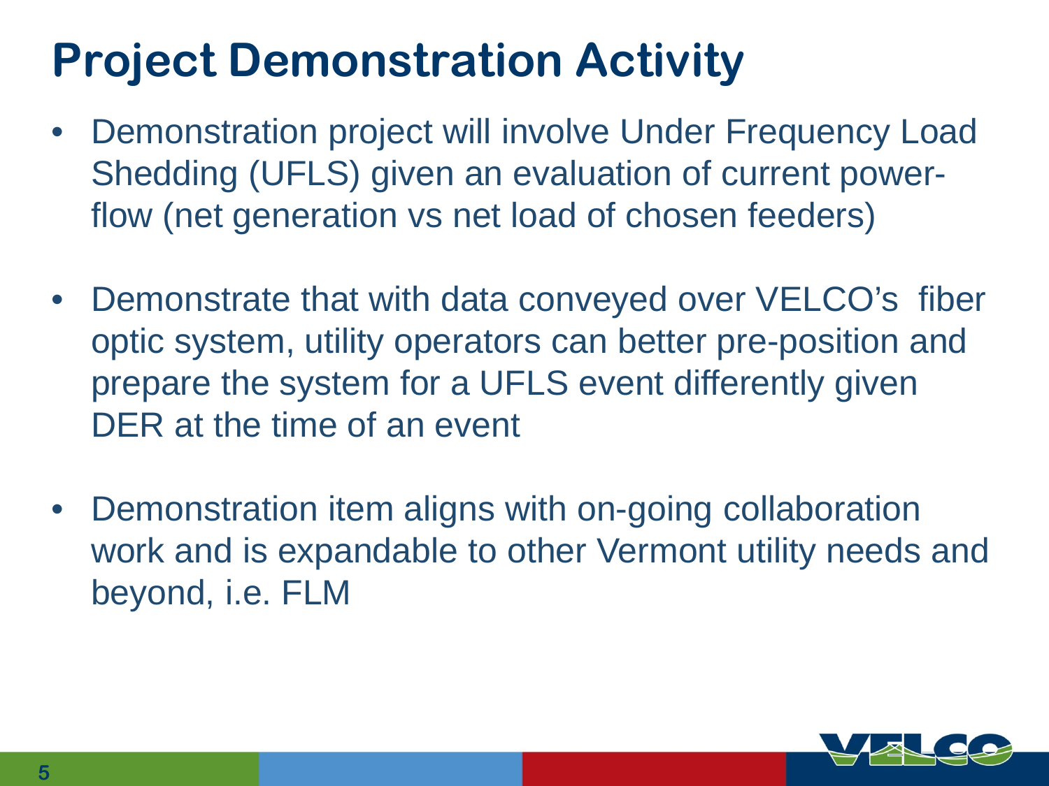# Project Demonstration Activity

- Demonstration project will involve Under Frequency Load Shedding (UFLS) given an evaluation of current power-flow (net generation vs net load of chosen feeders)
- Demonstrate that with data conveyed over VELCO's fiber optic system, utility operators can better pre-position and prepare the system for a UFLS event differently given DER at the time of an event
- Demonstration item aligns with on-going collaboration work and is expandable to other Vermont utility needs and beyond, i.e. FLM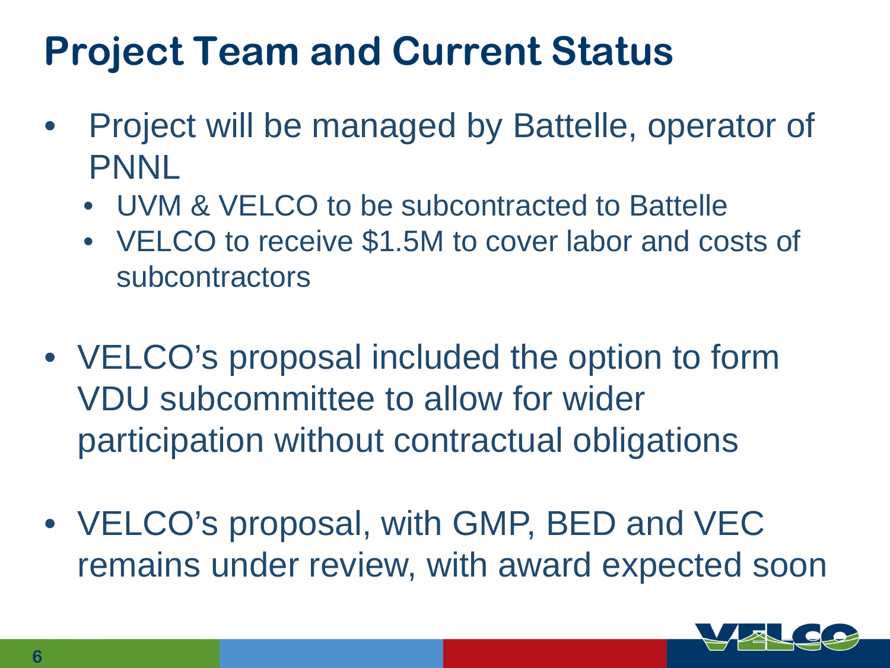# Project Team and Current Status

- Project will be managed by Battelle, operator of PNNL
  - UVM & VELCO to be subcontracted to Battelle
  - VELCO to receive $1.5M to cover labor and costs of subcontractors

- VELCO's proposal included the option to form VDU subcommittee to allow for wider participation without contractual obligations

- VELCO's proposal, with GMP, BED and VEC remains under review, with award expected soon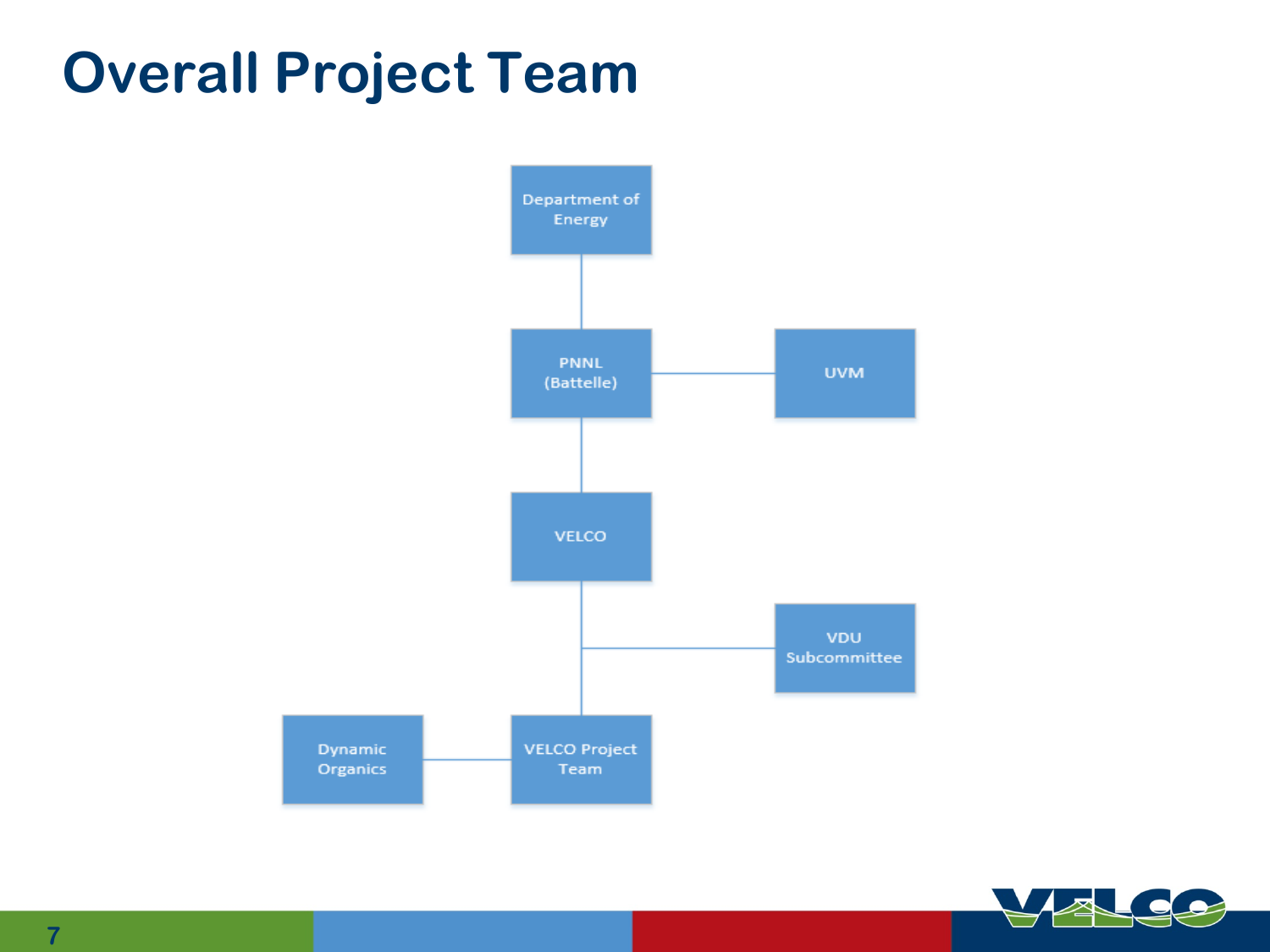# Overall Project Team

Department of Energy

PNNL (Battelle)

UVM

VELCO

VDU Subcommittee

Dynamic Organics

VELCO Project Team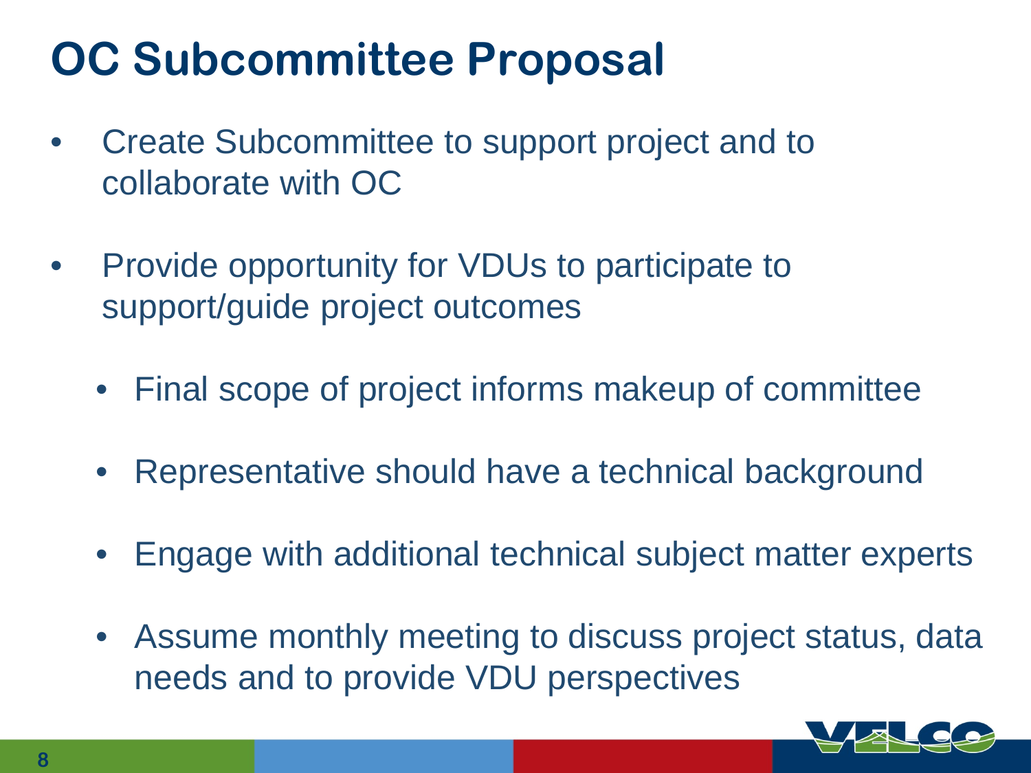# OC Subcommittee Proposal

- Create Subcommittee to support project and to collaborate with OC
- Provide opportunity for VDUs to participate to support/guide project outcomes
  - Final scope of project informs makeup of committee
  - Representative should have a technical background
  - Engage with additional technical subject matter experts
  - Assume monthly meeting to discuss project status, data needs and to provide VDU perspectives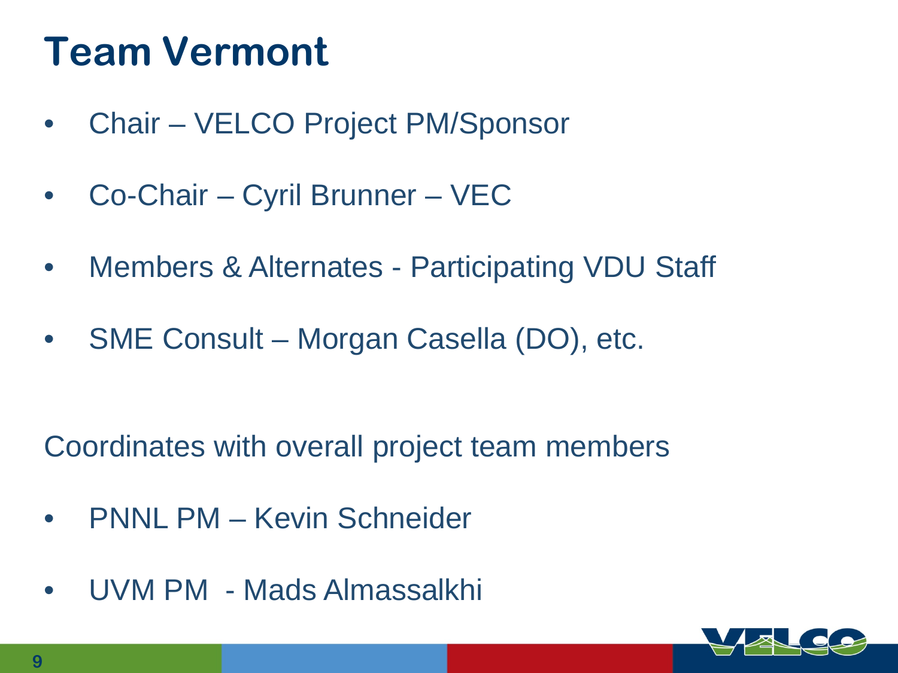# Team Vermont

- Chair – VELCO Project PM/Sponsor
- Co-Chair – Cyril Brunner – VEC
- Members & Alternates - Participating VDU Staff
- SME Consult – Morgan Casella (DO), etc.

Coordinates with overall project team members

- PNNL PM – Kevin Schneider
- UVM PM - Mads Almassalkhi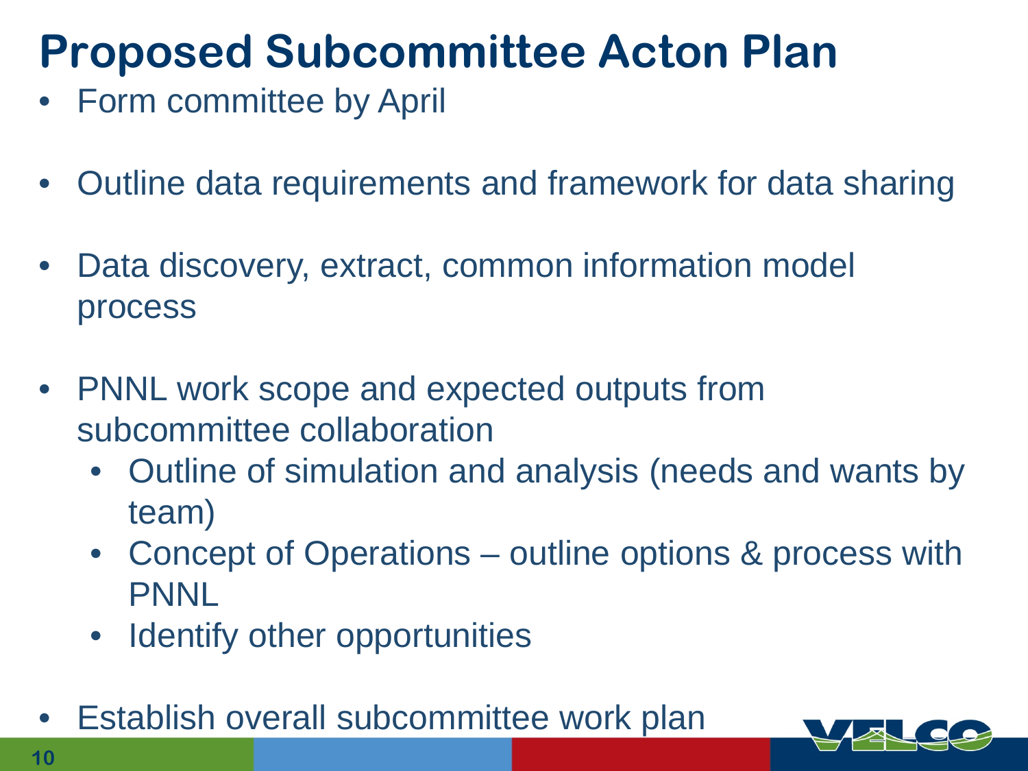# Proposed Subcommittee Acton Plan

- Form committee by April
- Outline data requirements and framework for data sharing
- Data discovery, extract, common information model process
- PNNL work scope and expected outputs from subcommittee collaboration
  - Outline of simulation and analysis (needs and wants by team)
  - Concept of Operations – outline options & process with PNNL
  - Identify other opportunities
- Establish overall subcommittee work plan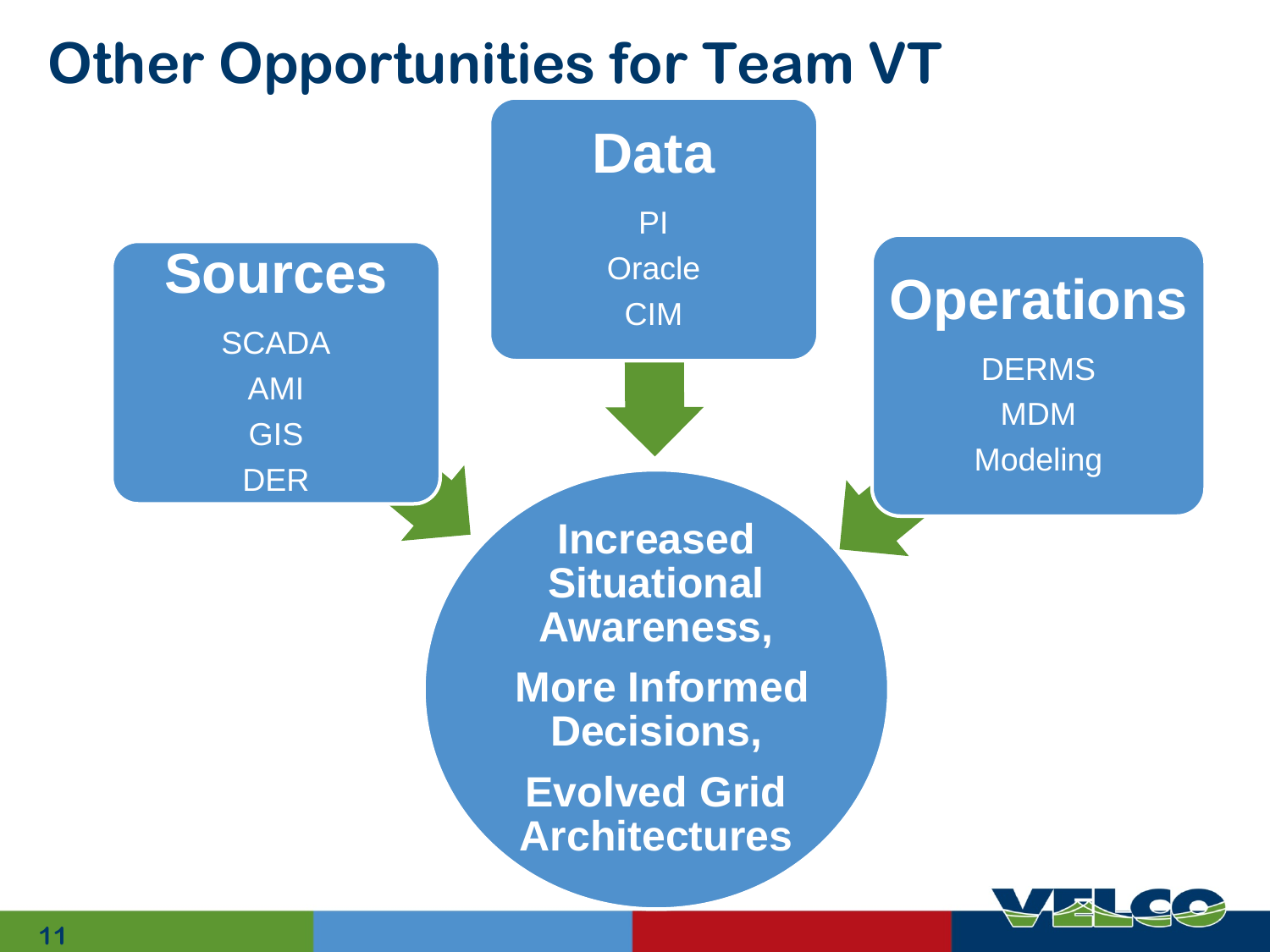# Other Opportunities for Team VT

## Sources

SCADA

AMI

GIS

DER

## Data

PI

Oracle

CIM

## Operations

DERMS

MDM

Modeling

**Increased Situational Awareness,**

**More Informed Decisions,**

**Evolved Grid Architectures**